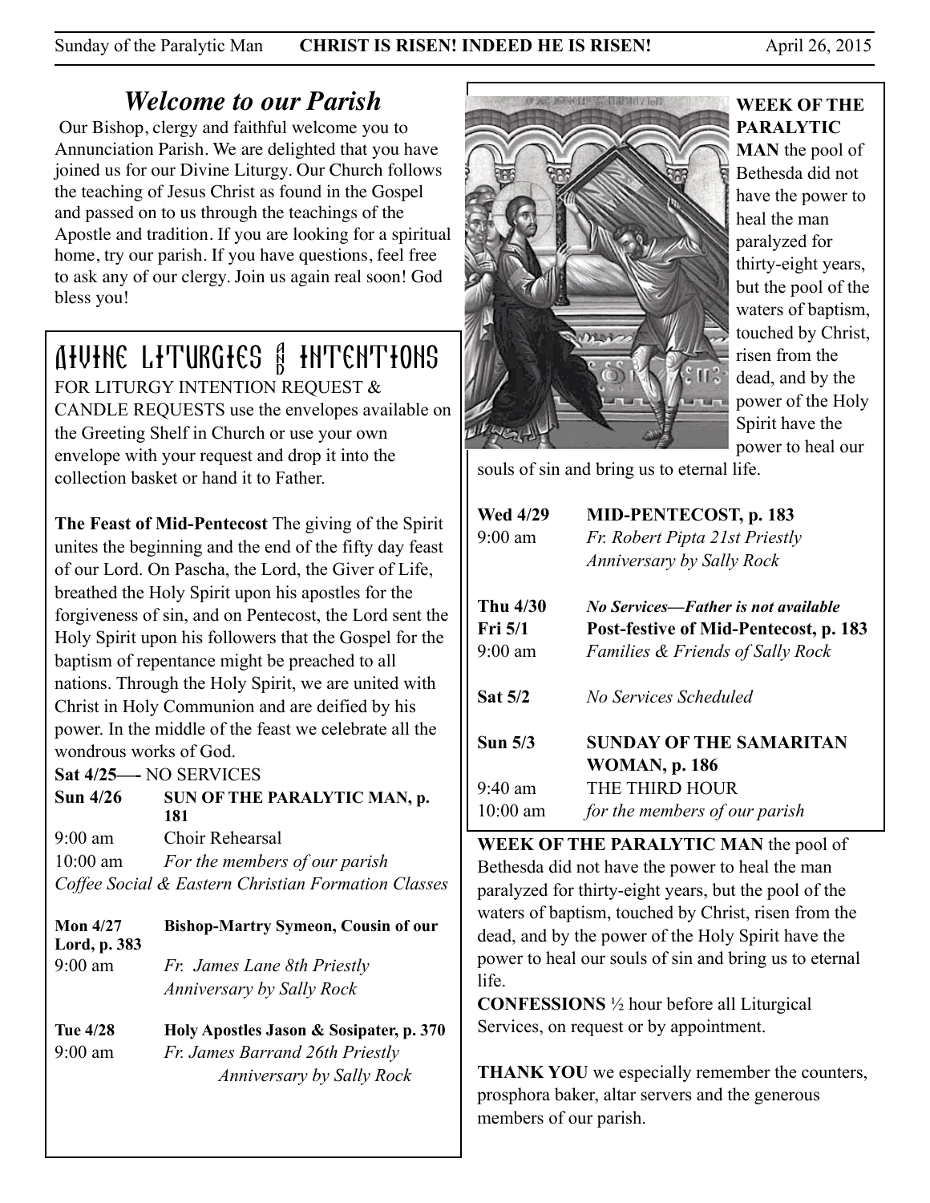## *Welcome to our Parish*

Our Bishop, clergy and faithful welcome you to Annunciation Parish. We are delighted that you have joined us for our Divine Liturgy. Our Church follows the teaching of Jesus Christ as found in the Gospel and passed on to us through the teachings of the Apostle and tradition. If you are looking for a spiritual home, try our parish. If you have questions, feel free to ask any of our clergy. Join us again real soon! God bless you!

## Divine Liturgies & Intentions

FOR LITURGY INTENTION REQUEST & CANDLE REQUESTS use the envelopes available on the Greeting Shelf in Church or use your own envelope with your request and drop it into the collection basket or hand it to Father.

**The Feast of Mid-Pentecost** The giving of the Spirit unites the beginning and the end of the fifty day feast of our Lord. On Pascha, the Lord, the Giver of Life, breathed the Holy Spirit upon his apostles for the forgiveness of sin, and on Pentecost, the Lord sent the Holy Spirit upon his followers that the Gospel for the baptism of repentance might be preached to all nations. Through the Holy Spirit, we are united with Christ in Holy Communion and are deified by his power. In the middle of the feast we celebrate all the wondrous works of God.

**Sat 4/25—-** NO SERVICES

**Sun 4/26** **SUN OF THE PARALYTIC MAN, p. 181**
9:00 am Choir Rehearsal
10:00 am *For the members of our parish*
*Coffee Social & Eastern Christian Formation Classes*

**Mon 4/27** **Bishop-Martry Symeon, Cousin of our Lord, p. 383**
9:00 am *Fr. James Lane 8th Priestly Anniversary by Sally Rock*

**Tue 4/28** **Holy Apostles Jason & Sosipater, p. 370**
9:00 am *Fr. James Barrand 26th Priestly Anniversary by Sally Rock*

**WEEK OF THE PARALYTIC MAN** the pool of Bethesda did not have the power to heal the man paralyzed for thirty-eight years, but the pool of the waters of baptism, touched by Christ, risen from the dead, and by the power of the Holy Spirit have the power to heal our souls of sin and bring us to eternal life.

**Wed 4/29** **MID-PENTECOST, p. 183**
9:00 am *Fr. Robert Pipta 21st Priestly Anniversary by Sally Rock*

**Thu 4/30** ***No Services—Father is not available***
**Fri 5/1** **Post-festive of Mid-Pentecost, p. 183**
9:00 am *Families & Friends of Sally Rock*

**Sat 5/2** *No Services Scheduled*

**Sun 5/3** **SUNDAY OF THE SAMARITAN WOMAN, p. 186**
9:40 am THE THIRD HOUR
10:00 am *for the members of our parish*

**WEEK OF THE PARALYTIC MAN** the pool of Bethesda did not have the power to heal the man paralyzed for thirty-eight years, but the pool of the waters of baptism, touched by Christ, risen from the dead, and by the power of the Holy Spirit have the power to heal our souls of sin and bring us to eternal life.

**CONFESSIONS** ½ hour before all Liturgical Services, on request or by appointment.

**THANK YOU** we especially remember the counters, prosphora baker, altar servers and the generous members of our parish.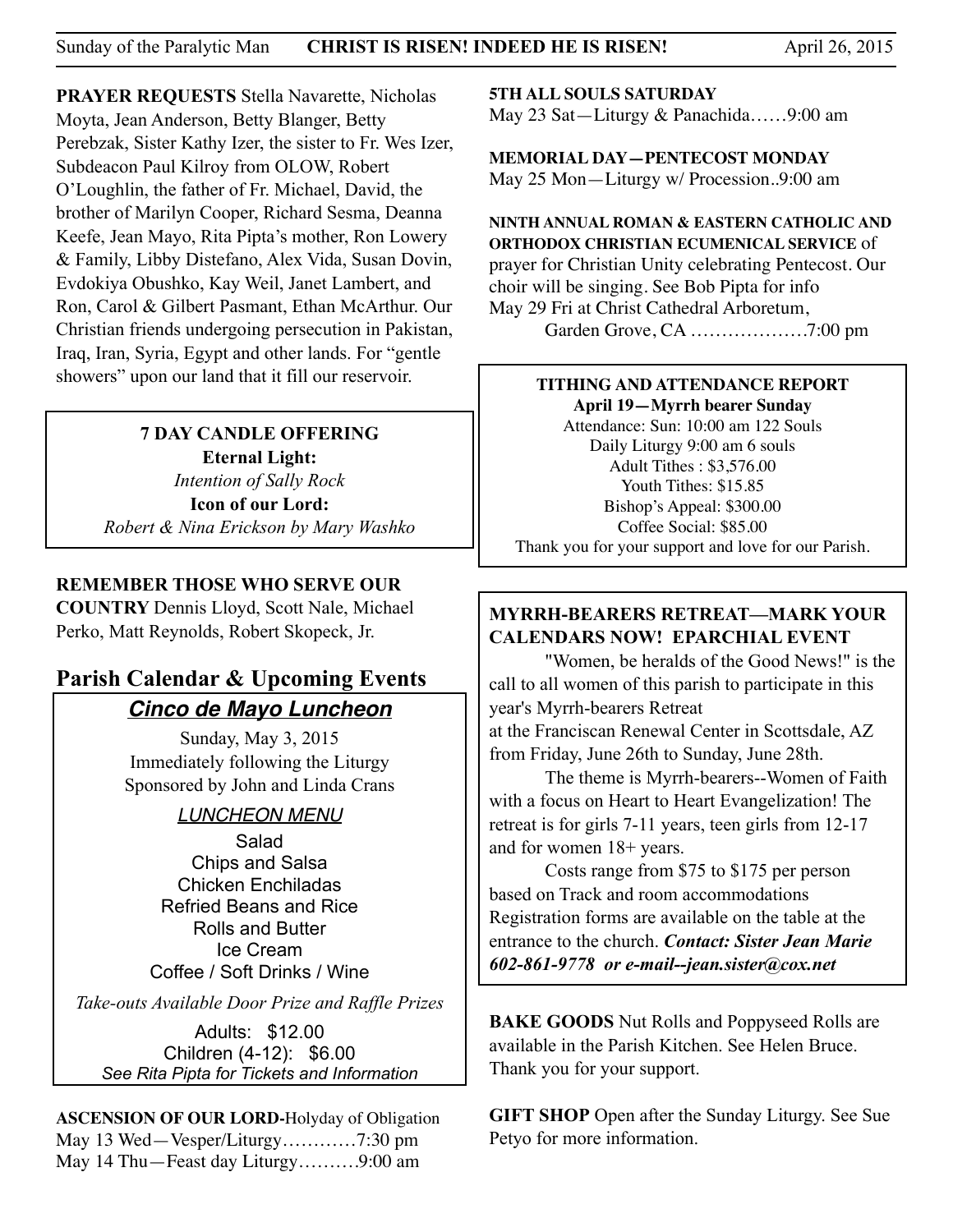**PRAYER REQUESTS** Stella Navarette, Nicholas Moyta, Jean Anderson, Betty Blanger, Betty Perebzak, Sister Kathy Izer, the sister to Fr. Wes Izer, Subdeacon Paul Kilroy from OLOW, Robert O'Loughlin, the father of Fr. Michael, David, the brother of Marilyn Cooper, Richard Sesma, Deanna Keefe, Jean Mayo, Rita Pipta's mother, Ron Lowery & Family, Libby Distefano, Alex Vida, Susan Dovin, Evdokiya Obushko, Kay Weil, Janet Lambert, and Ron, Carol & Gilbert Pasmant, Ethan McArthur. Our Christian friends undergoing persecution in Pakistan, Iraq, Iran, Syria, Egypt and other lands. For "gentle showers" upon our land that it fill our reservoir.

**7 DAY CANDLE OFFERING**

**Eternal Light:**

*Intention of Sally Rock*

**Icon of our Lord:**

*Robert & Nina Erickson by Mary Washko*

**REMEMBER THOSE WHO SERVE OUR COUNTRY** Dennis Lloyd, Scott Nale, Michael Perko, Matt Reynolds, Robert Skopeck, Jr.

## Parish Calendar & Upcoming Events

### *Cinco de Mayo Luncheon*

Sunday, May 3, 2015
Immediately following the Liturgy
Sponsored by John and Linda Crans

*LUNCHEON MENU*

Salad
Chips and Salsa
Chicken Enchiladas
Refried Beans and Rice
Rolls and Butter
Ice Cream
Coffee / Soft Drinks / Wine

*Take-outs Available Door Prize and Raffle Prizes*

Adults: $12.00
Children (4-12): $6.00
*See Rita Pipta for Tickets and Information*

**ASCENSION OF OUR LORD-**Holyday of Obligation
May 13 Wed—Vesper/Liturgy…………7:30 pm
May 14 Thu—Feast day Liturgy……….9:00 am

**5TH ALL SOULS SATURDAY**
May 23 Sat—Liturgy & Panachida……9:00 am

**MEMORIAL DAY—PENTECOST MONDAY**
May 25 Mon—Liturgy w/ Procession..9:00 am

**NINTH ANNUAL ROMAN & EASTERN CATHOLIC AND ORTHODOX CHRISTIAN ECUMENICAL SERVICE** of prayer for Christian Unity celebrating Pentecost. Our choir will be singing. See Bob Pipta for info
May 29 Fri at Christ Cathedral Arboretum,
Garden Grove, CA ……………….7:00 pm

**TITHING AND ATTENDANCE REPORT**

**April 19—Myrrh bearer Sunday**

Attendance: Sun: 10:00 am 122 Souls
Daily Liturgy 9:00 am 6 souls
Adult Tithes : $3,576.00
Youth Tithes: $15.85
Bishop's Appeal: $300.00
Coffee Social: $85.00
Thank you for your support and love for our Parish.

**MYRRH-BEARERS RETREAT—MARK YOUR CALENDARS NOW! EPARCHIAL EVENT**

"Women, be heralds of the Good News!" is the call to all women of this parish to participate in this year's Myrrh-bearers Retreat at the Franciscan Renewal Center in Scottsdale, AZ from Friday, June 26th to Sunday, June 28th.

The theme is Myrrh-bearers--Women of Faith with a focus on Heart to Heart Evangelization! The retreat is for girls 7-11 years, teen girls from 12-17 and for women 18+ years.

Costs range from $75 to $175 per person based on Track and room accommodations Registration forms are available on the table at the entrance to the church. ***Contact: Sister Jean Marie 602-861-9778 or e-mail--jean.sister@cox.net***

**BAKE GOODS** Nut Rolls and Poppyseed Rolls are available in the Parish Kitchen. See Helen Bruce. Thank you for your support.

**GIFT SHOP** Open after the Sunday Liturgy. See Sue Petyo for more information.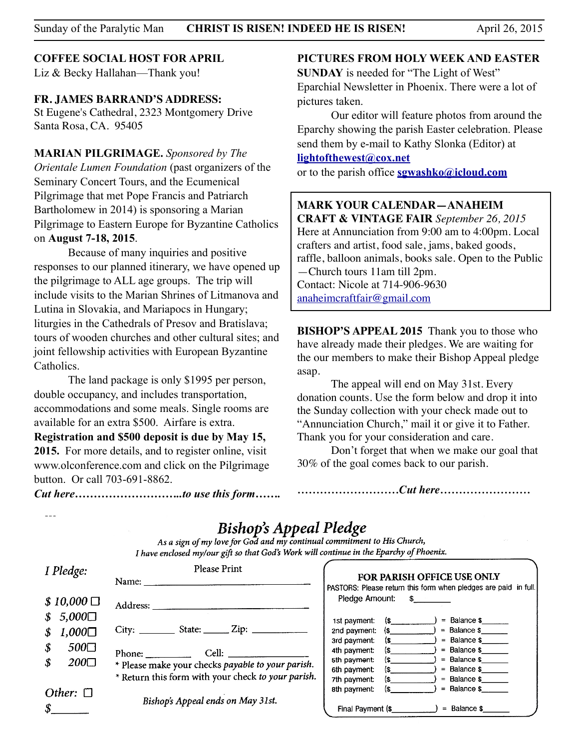**COFFEE SOCIAL HOST FOR APRIL**
Liz & Becky Hallahan—Thank you!

**FR. JAMES BARRAND'S ADDRESS:**
St Eugene's Cathedral, 2323 Montgomery Drive
Santa Rosa, CA. 95405

**MARIAN PILGRIMAGE.** *Sponsored by The Orientale Lumen Foundation* (past organizers of the Seminary Concert Tours, and the Ecumenical Pilgrimage that met Pope Francis and Patriarch Bartholomew in 2014) is sponsoring a Marian Pilgrimage to Eastern Europe for Byzantine Catholics on **August 7-18, 2015**.

Because of many inquiries and positive responses to our planned itinerary, we have opened up the pilgrimage to ALL age groups. The trip will include visits to the Marian Shrines of Litmanova and Lutina in Slovakia, and Mariapocs in Hungary; liturgies in the Cathedrals of Presov and Bratislava; tours of wooden churches and other cultural sites; and joint fellowship activities with European Byzantine Catholics.

The land package is only $1995 per person, double occupancy, and includes transportation, accommodations and some meals. Single rooms are available for an extra $500. Airfare is extra. **Registration and $500 deposit is due by May 15, 2015.** For more details, and to register online, visit www.olconference.com and click on the Pilgrimage button. Or call 703-691-8862.

**PICTURES FROM HOLY WEEK AND EASTER SUNDAY** is needed for "The Light of West" Eparchial Newsletter in Phoenix. There were a lot of pictures taken.

Our editor will feature photos from around the Eparchy showing the parish Easter celebration. Please send them by e-mail to Kathy Slonka (Editor) at **lightofthewest@cox.net**
or to the parish office **sgwashko@icloud.com**

**MARK YOUR CALENDAR—ANAHEIM CRAFT & VINTAGE FAIR** *September 26, 2015*
Here at Annunciation from 9:00 am to 4:00pm. Local crafters and artist, food sale, jams, baked goods, raffle, balloon animals, books sale. Open to the Public—Church tours 11am till 2pm.
Contact: Nicole at 714-906-9630
anaheimcraftfair@gmail.com

**BISHOP'S APPEAL 2015** Thank you to those who have already made their pledges. We are waiting for the our members to make their Bishop Appeal pledge asap.

The appeal will end on May 31st. Every donation counts. Use the form below and drop it into the Sunday collection with your check made out to "Annunciation Church," mail it or give it to Father. Thank you for your consideration and care.

Don't forget that when we make our goal that 30% of the goal comes back to our parish.

*Cut here……………………….to use this form…….* ……………………**Cut here**……………………

## *Bishop's Appeal Pledge*

*As a sign of my love for God and my continual commitment to His Church, I have enclosed my/our gift so that God's Work will continue in the Eparchy of Phoenix.*

*I Pledge:*

- *$ 10,000* ☐
- *$ 5,000* ☐
- *$ 1,000* ☐
- *$ 500* ☐
- *$ 200* ☐
- *Other:* ☐ *$\_\_\_\_\_\_*

Please Print

Name: \_\_\_\_\_\_\_\_\_\_\_\_\_\_\_\_\_\_\_\_\_\_\_\_\_\_\_\_\_\_

Address: \_\_\_\_\_\_\_\_\_\_\_\_\_\_\_\_\_\_\_\_\_\_\_\_\_\_\_\_\_\_

City: \_\_\_\_\_\_\_ State: \_\_\_\_\_ Zip: \_\_\_\_\_\_\_\_\_\_

Phone: \_\_\_\_\_\_\_\_\_ Cell: \_\_\_\_\_\_\_\_\_\_\_\_\_\_\_\_

\* Please make your checks *payable to your parish.*
\* Return this form with your check *to your parish.*

*Bishop's Appeal ends on May 31st.*

**FOR PARISH OFFICE USE ONLY**
PASTORS: Please return this form when pledges are paid in full.
Pledge Amount: $\_\_\_\_\_\_\_\_

1st payment: ($\_\_\_\_\_\_\_\_\_\_) = Balance $\_\_\_\_\_\_
2nd payment: ($\_\_\_\_\_\_\_\_\_\_) = Balance $\_\_\_\_\_\_
3rd payment: ($\_\_\_\_\_\_\_\_\_\_) = Balance $\_\_\_\_\_\_
4th payment: ($\_\_\_\_\_\_\_\_\_\_) = Balance $\_\_\_\_\_\_
5th payment: ($\_\_\_\_\_\_\_\_\_\_) = Balance $\_\_\_\_\_\_
6th payment: ($\_\_\_\_\_\_\_\_\_\_) = Balance $\_\_\_\_\_\_
7th payment: ($\_\_\_\_\_\_\_\_\_\_) = Balance $\_\_\_\_\_\_
8th payment: ($\_\_\_\_\_\_\_\_\_\_) = Balance $\_\_\_\_\_\_

Final Payment ($\_\_\_\_\_\_\_\_\_\_) = Balance $\_\_\_\_\_\_